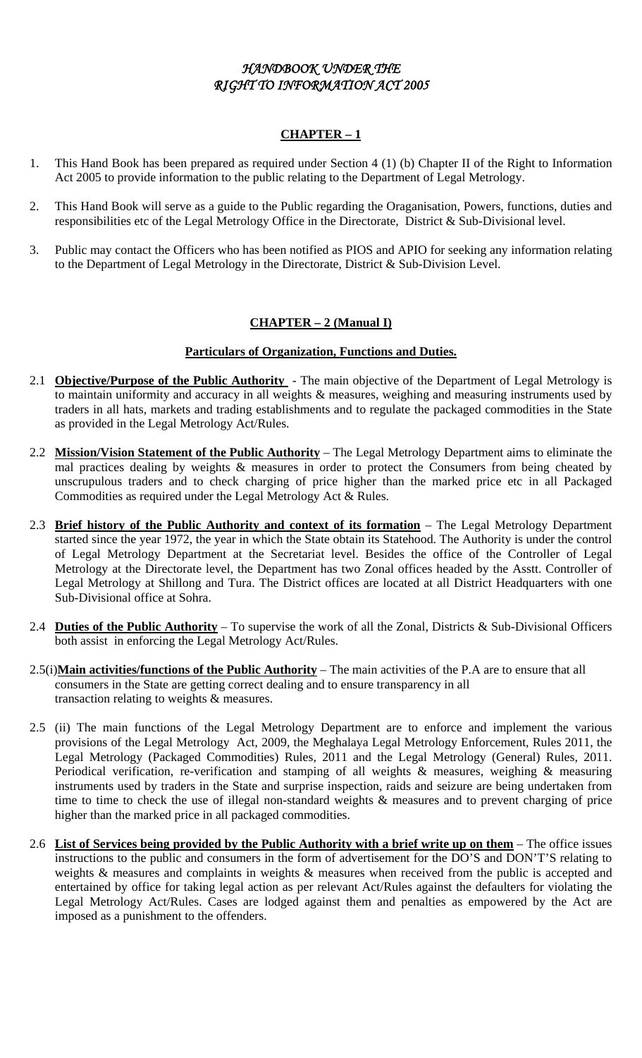# *HANDBOOK UNDER THE RIGHT TO INFORMATION ACT 2005*

## CHAPTER – 1

1. This Hand Book has been prepared as required under Section 4 (1) (b) Chapter II of the Right to Information Act 2005 to provide information to the public relating to the Department of Legal Metrology.

2. This Hand Book will serve as a guide to the Public regarding the Oraganisation, Powers, functions, duties and responsibilities etc of the Legal Metrology Office in the Directorate, District & Sub-Divisional level.

3. Public may contact the Officers who has been notified as PIOS and APIO for seeking any information relating to the Department of Legal Metrology in the Directorate, District & Sub-Division Level.

## CHAPTER – 2 (Manual I)

### Particulars of Organization, Functions and Duties.

2.1 **Objective/Purpose of the Public Authority** - The main objective of the Department of Legal Metrology is to maintain uniformity and accuracy in all weights & measures, weighing and measuring instruments used by traders in all hats, markets and trading establishments and to regulate the packaged commodities in the State as provided in the Legal Metrology Act/Rules.

2.2 **Mission/Vision Statement of the Public Authority** – The Legal Metrology Department aims to eliminate the mal practices dealing by weights & measures in order to protect the Consumers from being cheated by unscrupulous traders and to check charging of price higher than the marked price etc in all Packaged Commodities as required under the Legal Metrology Act & Rules.

2.3 **Brief history of the Public Authority and context of its formation** – The Legal Metrology Department started since the year 1972, the year in which the State obtain its Statehood. The Authority is under the control of Legal Metrology Department at the Secretariat level. Besides the office of the Controller of Legal Metrology at the Directorate level, the Department has two Zonal offices headed by the Asstt. Controller of Legal Metrology at Shillong and Tura. The District offices are located at all District Headquarters with one Sub-Divisional office at Sohra.

2.4 **Duties of the Public Authority** – To supervise the work of all the Zonal, Districts & Sub-Divisional Officers both assist in enforcing the Legal Metrology Act/Rules.

2.5(i)**Main activities/functions of the Public Authority** – The main activities of the P.A are to ensure that all consumers in the State are getting correct dealing and to ensure transparency in all transaction relating to weights & measures.

2.5 (ii) The main functions of the Legal Metrology Department are to enforce and implement the various provisions of the Legal Metrology Act, 2009, the Meghalaya Legal Metrology Enforcement, Rules 2011, the Legal Metrology (Packaged Commodities) Rules, 2011 and the Legal Metrology (General) Rules, 2011. Periodical verification, re-verification and stamping of all weights & measures, weighing & measuring instruments used by traders in the State and surprise inspection, raids and seizure are being undertaken from time to time to check the use of illegal non-standard weights & measures and to prevent charging of price higher than the marked price in all packaged commodities.

2.6 **List of Services being provided by the Public Authority with a brief write up on them** – The office issues instructions to the public and consumers in the form of advertisement for the DO'S and DON'T'S relating to weights & measures and complaints in weights & measures when received from the public is accepted and entertained by office for taking legal action as per relevant Act/Rules against the defaulters for violating the Legal Metrology Act/Rules. Cases are lodged against them and penalties as empowered by the Act are imposed as a punishment to the offenders.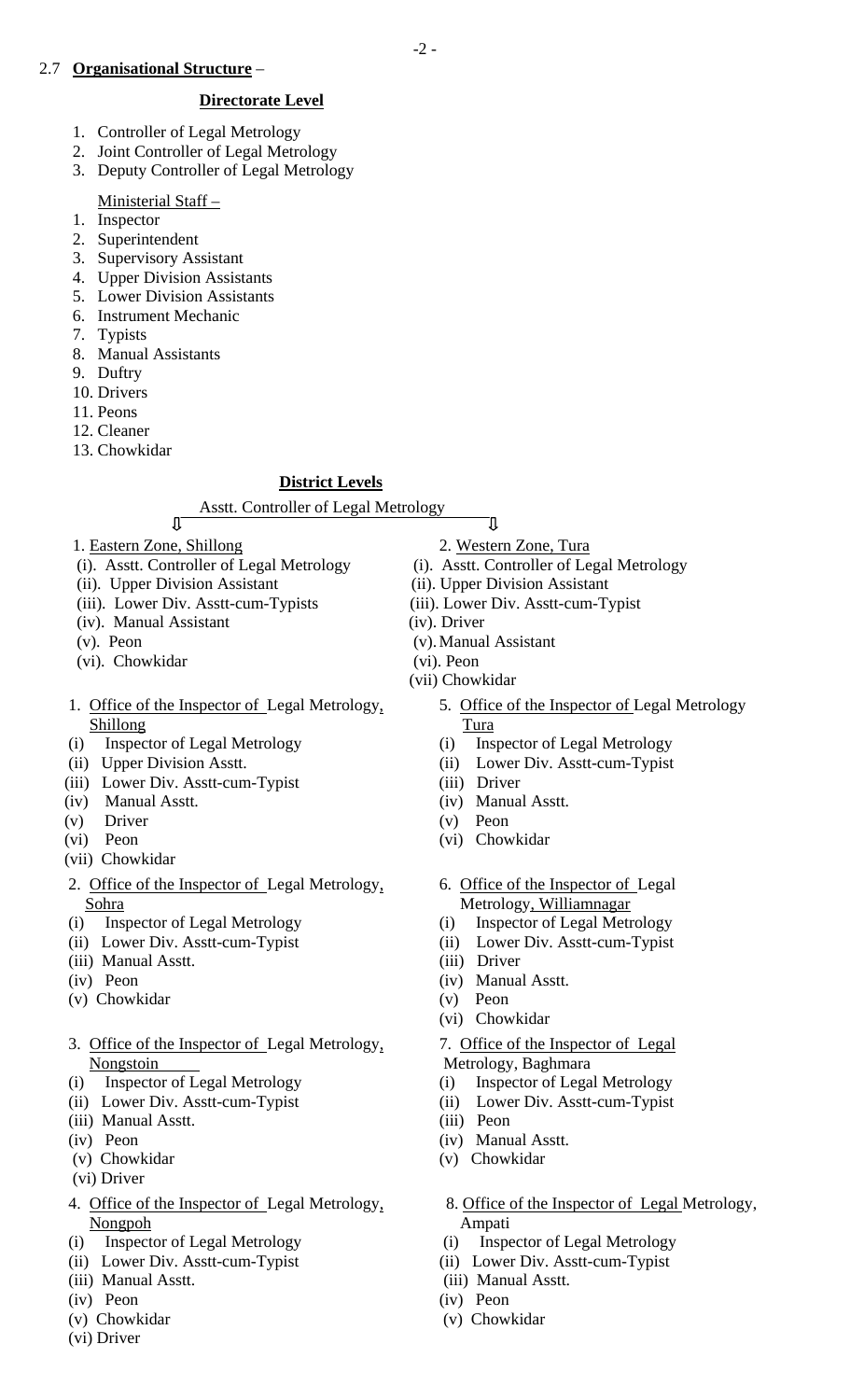## 2.7 **Organisational Structure** –

### Directorate Level

1. Controller of Legal Metrology
2. Joint Controller of Legal Metrology
3. Deputy Controller of Legal Metrology

Ministerial Staff –

1. Inspector
2. Superintendent
3. Supervisory Assistant
4. Upper Division Assistants
5. Lower Division Assistants
6. Instrument Mechanic
7. Typists
8. Manual Assistants
9. Duftry
10. Drivers
11. Peons
12. Cleaner
13. Chowkidar

### District Levels

Asstt. Controller of Legal Metrology

1. Eastern Zone, Shillong
   - (i). Asstt. Controller of Legal Metrology
   - (ii). Upper Division Assistant
   - (iii). Lower Div. Asstt-cum-Typists
   - (iv). Manual Assistant
   - (v). Peon
   - (vi). Chowkidar

2. Western Zone, Tura
   - (i). Asstt. Controller of Legal Metrology
   - (ii). Upper Division Assistant
   - (iii). Lower Div. Asstt-cum-Typist
   - (iv). Driver
   - (v). Manual Assistant
   - (vi). Peon
   - (vii) Chowkidar

1. Office of the Inspector of Legal Metrology, Shillong
   - (i) Inspector of Legal Metrology
   - (ii) Upper Division Asstt.
   - (iii) Lower Div. Asstt-cum-Typist
   - (iv) Manual Asstt.
   - (v) Driver
   - (vi) Peon
   - (vii) Chowkidar

2. Office of the Inspector of Legal Metrology, Sohra
   - (i) Inspector of Legal Metrology
   - (ii) Lower Div. Asstt-cum-Typist
   - (iii) Manual Asstt.
   - (iv) Peon
   - (v) Chowkidar

3. Office of the Inspector of Legal Metrology, Nongstoin
   - (i) Inspector of Legal Metrology
   - (ii) Lower Div. Asstt-cum-Typist
   - (iii) Manual Asstt.
   - (iv) Peon
   - (v) Chowkidar
   - (vi) Driver

4. Office of the Inspector of Legal Metrology, Nongpoh
   - (i) Inspector of Legal Metrology
   - (ii) Lower Div. Asstt-cum-Typist
   - (iii) Manual Asstt.
   - (iv) Peon
   - (v) Chowkidar
   - (vi) Driver

5. Office of the Inspector of Legal Metrology Tura
   - (i) Inspector of Legal Metrology
   - (ii) Lower Div. Asstt-cum-Typist
   - (iii) Driver
   - (iv) Manual Asstt.
   - (v) Peon
   - (vi) Chowkidar

6. Office of the Inspector of Legal Metrology, Williamnagar
   - (i) Inspector of Legal Metrology
   - (ii) Lower Div. Asstt-cum-Typist
   - (iii) Driver
   - (iv) Manual Asstt.
   - (v) Peon
   - (vi) Chowkidar

7. Office of the Inspector of Legal Metrology, Baghmara
   - (i) Inspector of Legal Metrology
   - (ii) Lower Div. Asstt-cum-Typist
   - (iii) Peon
   - (iv) Manual Asstt.
   - (v) Chowkidar

8. Office of the Inspector of Legal Metrology, Ampati
   - (i) Inspector of Legal Metrology
   - (ii) Lower Div. Asstt-cum-Typist
   - (iii) Manual Asstt.
   - (iv) Peon
   - (v) Chowkidar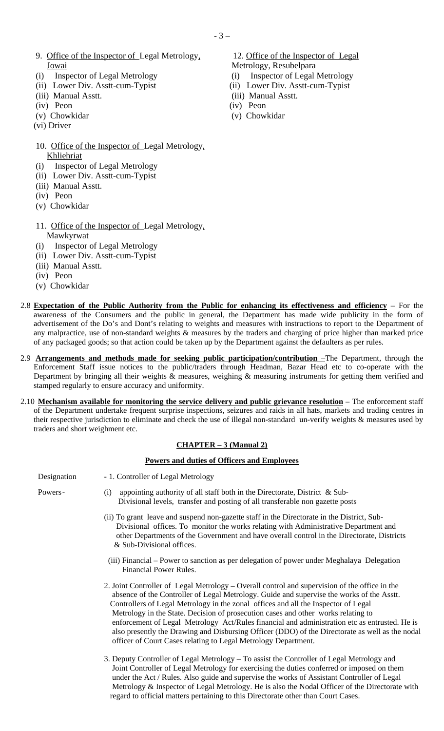9. Office of the Inspector of Legal Metrology, Jowai
   - (i) Inspector of Legal Metrology
   - (ii) Lower Div. Asstt-cum-Typist
   - (iii) Manual Asstt.
   - (iv) Peon
   - (v) Chowkidar
   - (vi) Driver

10. Office of the Inspector of Legal Metrology, Khliehriat
    - (i) Inspector of Legal Metrology
    - (ii) Lower Div. Asstt-cum-Typist
    - (iii) Manual Asstt.
    - (iv) Peon
    - (v) Chowkidar

11. Office of the Inspector of Legal Metrology, Mawkyrwat
    - (i) Inspector of Legal Metrology
    - (ii) Lower Div. Asstt-cum-Typist
    - (iii) Manual Asstt.
    - (iv) Peon
    - (v) Chowkidar

12. Office of the Inspector of Legal Metrology, Resubelpara
    - (i) Inspector of Legal Metrology
    - (ii) Lower Div. Asstt-cum-Typist
    - (iii) Manual Asstt.
    - (iv) Peon
    - (v) Chowkidar

2.8 **Expectation of the Public Authority from the Public for enhancing its effectiveness and efficiency** – For the awareness of the Consumers and the public in general, the Department has made wide publicity in the form of advertisement of the Do's and Dont's relating to weights and measures with instructions to report to the Department of any malpractice, use of non-standard weights & measures by the traders and charging of price higher than marked price of any packaged goods; so that action could be taken up by the Department against the defaulters as per rules.

2.9 **Arrangements and methods made for seeking public participation/contribution** –The Department, through the Enforcement Staff issue notices to the public/traders through Headman, Bazar Head etc to co-operate with the Department by bringing all their weights & measures, weighing & measuring instruments for getting them verified and stamped regularly to ensure accuracy and uniformity.

2.10 **Mechanism available for monitoring the service delivery and public grievance resolution** – The enforcement staff of the Department undertake frequent surprise inspections, seizures and raids in all hats, markets and trading centres in their respective jurisdiction to eliminate and check the use of illegal non-standard un-verify weights & measures used by traders and short weighment etc.

## CHAPTER – 3 (Manual 2)

### Powers and duties of Officers and Employees

Designation - 1. Controller of Legal Metrology

Powers-

(i) appointing authority of all staff both in the Directorate, District & Sub-Divisional levels, transfer and posting of all transferable non gazette posts

(ii) To grant leave and suspend non-gazette staff in the Directorate in the District, Sub-Divisional offices. To monitor the works relating with Administrative Department and other Departments of the Government and have overall control in the Directorate, Districts & Sub-Divisional offices.

(iii) Financial – Power to sanction as per delegation of power under Meghalaya Delegation Financial Power Rules.

2. Joint Controller of Legal Metrology – Overall control and supervision of the office in the absence of the Controller of Legal Metrology. Guide and supervise the works of the Asstt. Controllers of Legal Metrology in the zonal offices and all the Inspector of Legal Metrology in the State. Decision of prosecution cases and other works relating to enforcement of Legal Metrology Act/Rules financial and administration etc as entrusted. He is also presently the Drawing and Disbursing Officer (DDO) of the Directorate as well as the nodal officer of Court Cases relating to Legal Metrology Department.

3. Deputy Controller of Legal Metrology – To assist the Controller of Legal Metrology and Joint Controller of Legal Metrology for exercising the duties conferred or imposed on them under the Act / Rules. Also guide and supervise the works of Assistant Controller of Legal Metrology & Inspector of Legal Metrology. He is also the Nodal Officer of the Directorate with regard to official matters pertaining to this Directorate other than Court Cases.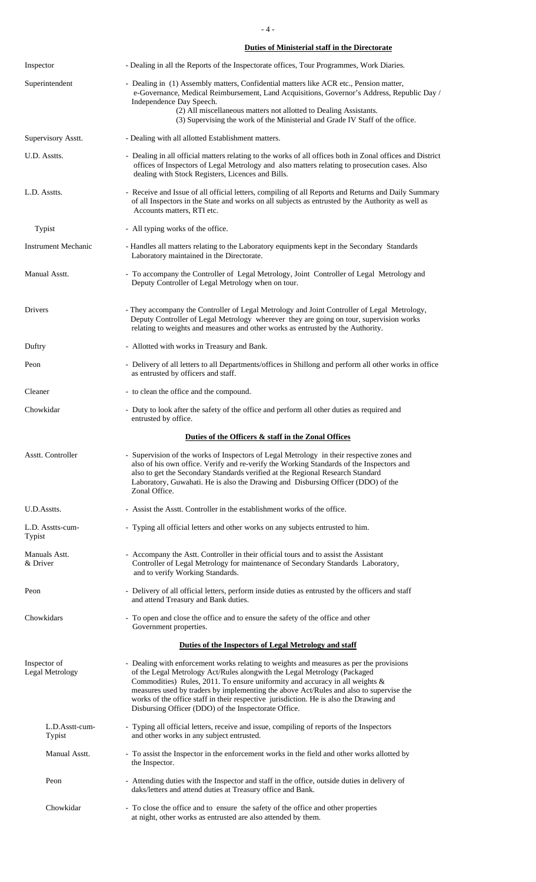## Duties of Ministerial staff in the Directorate

| Post | Duties |
|---|---|
| Inspector | - Dealing in all the Reports of the Inspectorate offices, Tour Programmes, Work Diaries. |
| Superintendent | - Dealing in (1) Assembly matters, Confidential matters like ACR etc., Pension matter, e-Governance, Medical Reimbursement, Land Acquisitions, Governor's Address, Republic Day / Independence Day Speech. (2) All miscellaneous matters not allotted to Dealing Assistants. (3) Supervising the work of the Ministerial and Grade IV Staff of the office. |
| Supervisory Asstt. | - Dealing with all allotted Establishment matters. |
| U.D. Asstts. | - Dealing in all official matters relating to the works of all offices both in Zonal offices and District offices of Inspectors of Legal Metrology and also matters relating to prosecution cases. Also dealing with Stock Registers, Licences and Bills. |
| L.D. Asstts. | - Receive and Issue of all official letters, compiling of all Reports and Returns and Daily Summary of all Inspectors in the State and works on all subjects as entrusted by the Authority as well as Accounts matters, RTI etc. |
| Typist | - All typing works of the office. |
| Instrument Mechanic | - Handles all matters relating to the Laboratory equipments kept in the Secondary Standards Laboratory maintained in the Directorate. |
| Manual Asstt. | - To accompany the Controller of Legal Metrology, Joint Controller of Legal Metrology and Deputy Controller of Legal Metrology when on tour. |
| Drivers | - They accompany the Controller of Legal Metrology and Joint Controller of Legal Metrology, Deputy Controller of Legal Metrology wherever they are going on tour, supervision works relating to weights and measures and other works as entrusted by the Authority. |
| Duftry | - Allotted with works in Treasury and Bank. |
| Peon | - Delivery of all letters to all Departments/offices in Shillong and perform all other works in office as entrusted by officers and staff. |
| Cleaner | - to clean the office and the compound. |
| Chowkidar | - Duty to look after the safety of the office and perform all other duties as required and entrusted by office. |

## Duties of the Officers & staff in the Zonal Offices

| Post | Duties |
|---|---|
| Asstt. Controller | - Supervision of the works of Inspectors of Legal Metrology in their respective zones and also of his own office. Verify and re-verify the Working Standards of the Inspectors and also to get the Secondary Standards verified at the Regional Research Standard Laboratory, Guwahati. He is also the Drawing and Disbursing Officer (DDO) of the Zonal Office. |
| U.D.Asstts. | - Assist the Asstt. Controller in the establishment works of the office. |
| L.D. Asstts-cum-Typist | - Typing all official letters and other works on any subjects entrusted to him. |
| Manuals Asst. & Driver | - Accompany the Astt. Controller in their official tours and to assist the Assistant Controller of Legal Metrology for maintenance of Secondary Standards Laboratory, and to verify Working Standards. |
| Peon | - Delivery of all official letters, perform inside duties as entrusted by the officers and staff and attend Treasury and Bank duties. |
| Chowkidars | - To open and close the office and to ensure the safety of the office and other Government properties. |

## Duties of the Inspectors of Legal Metrology and staff

| Post | Duties |
|---|---|
| Inspector of Legal Metrology | - Dealing with enforcement works relating to weights and measures as per the provisions of the Legal Metrology Act/Rules alongwith the Legal Metrology (Packaged Commodities) Rules, 2011. To ensure uniformity and accuracy in all weights & measures used by traders by implementing the above Act/Rules and also to supervise the works of the office staff in their respective jurisdiction. He is also the Drawing and Disbursing Officer (DDO) of the Inspectorate Office. |
| L.D.Asstt-cum-Typist | - Typing all official letters, receive and issue, compiling of reports of the Inspectors and other works in any subject entrusted. |
| Manual Asstt. | - To assist the Inspector in the enforcement works in the field and other works allotted by the Inspector. |
| Peon | - Attending duties with the Inspector and staff in the office, outside duties in delivery of daks/letters and attend duties at Treasury office and Bank. |
| Chowkidar | - To close the office and to ensure the safety of the office and other properties at night, other works as entrusted are also attended by them. |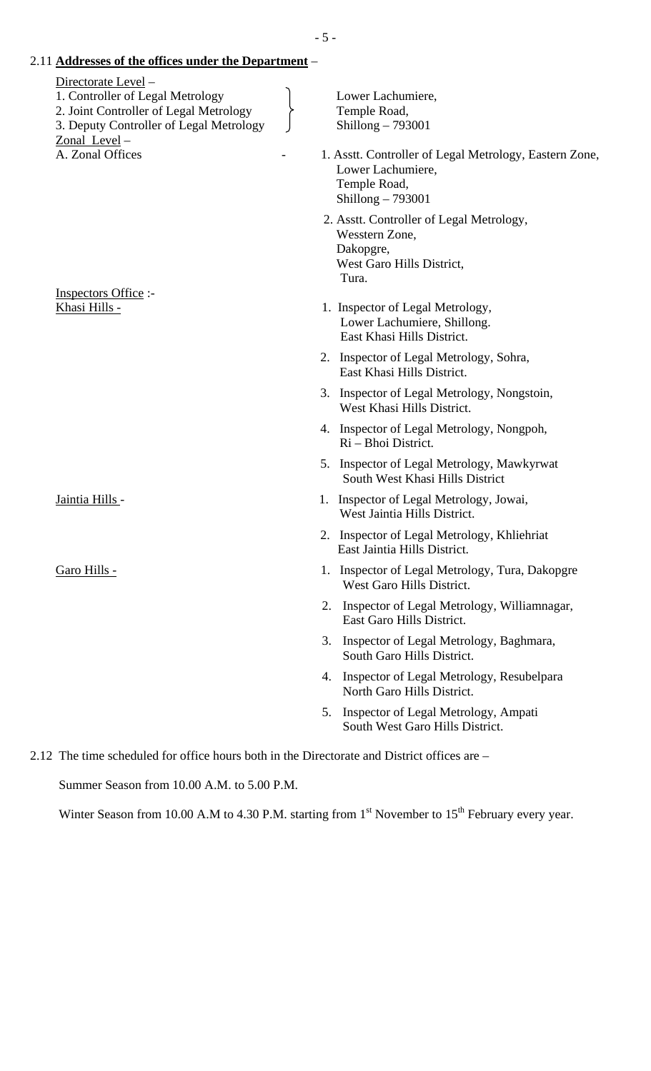## 2.11 **Addresses of the offices under the Department** –

Directorate Level –

1. Controller of Legal Metrology
2. Joint Controller of Legal Metrology
3. Deputy Controller of Legal Metrology

Lower Lachumiere,
Temple Road,
Shillong – 793001

Zonal Level –

A. Zonal Offices -

1. Asstt. Controller of Legal Metrology, Eastern Zone,
   Lower Lachumiere,
   Temple Road,
   Shillong – 793001
2. Asstt. Controller of Legal Metrology,
   Wesstern Zone,
   Dakopgre,
   West Garo Hills District,
   Tura.

Inspectors Office :-

Khasi Hills -

1. Inspector of Legal Metrology,
   Lower Lachumiere, Shillong.
   East Khasi Hills District.
2. Inspector of Legal Metrology, Sohra,
   East Khasi Hills District.
3. Inspector of Legal Metrology, Nongstoin,
   West Khasi Hills District.
4. Inspector of Legal Metrology, Nongpoh,
   Ri – Bhoi District.
5. Inspector of Legal Metrology, Mawkyrwat
   South West Khasi Hills District

Jaintia Hills -

1. Inspector of Legal Metrology, Jowai,
   West Jaintia Hills District.
2. Inspector of Legal Metrology, Khliehriat
   East Jaintia Hills District.

Garo Hills -

1. Inspector of Legal Metrology, Tura, Dakopgre
   West Garo Hills District.
2. Inspector of Legal Metrology, Williamnagar,
   East Garo Hills District.
3. Inspector of Legal Metrology, Baghmara,
   South Garo Hills District.
4. Inspector of Legal Metrology, Resubelpara
   North Garo Hills District.
5. Inspector of Legal Metrology, Ampati
   South West Garo Hills District.

2.12 The time scheduled for office hours both in the Directorate and District offices are –

Summer Season from 10.00 A.M. to 5.00 P.M.

Winter Season from 10.00 A.M to 4.30 P.M. starting from 1st November to 15th February every year.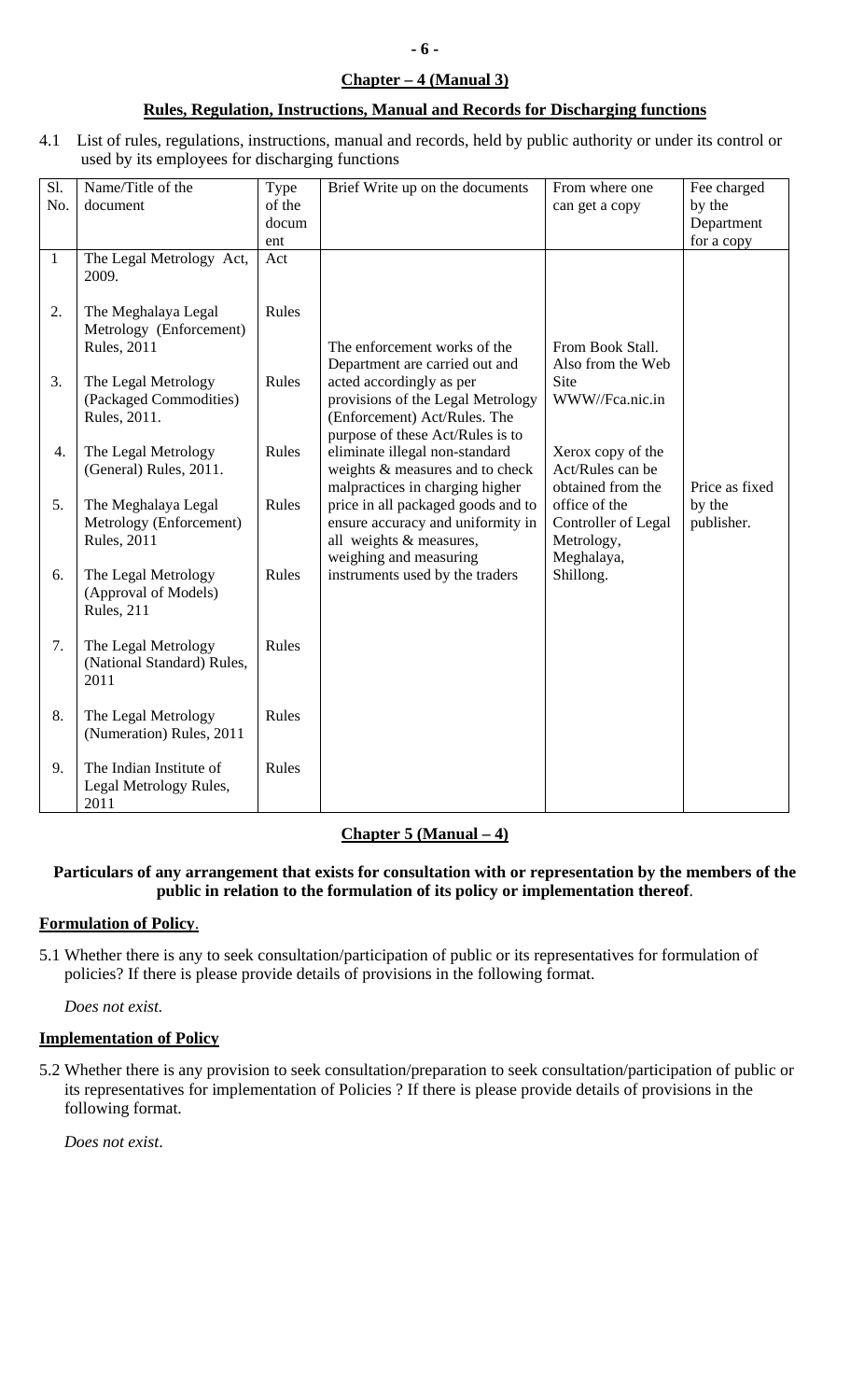## Chapter – 4 (Manual 3)

### Rules, Regulation, Instructions, Manual and Records for Discharging functions

4.1 List of rules, regulations, instructions, manual and records, held by public authority or under its control or used by its employees for discharging functions

| Sl. No. | Name/Title of the document | Type of the document | Brief Write up on the documents | From where one can get a copy | Fee charged by the Department for a copy |
|---|---|---|---|---|---|
| 1 | The Legal Metrology Act, 2009. | Act | The enforcement works of the Department are carried out and acted accordingly as per provisions of the Legal Metrology (Enforcement) Act/Rules. The purpose of these Act/Rules is to eliminate illegal non-standard weights & measures and to check malpractices in charging higher price in all packaged goods and to ensure accuracy and uniformity in all weights & measures, weighing and measuring instruments used by the traders | From Book Stall. Also from the Web Site WWW//Fca.nic.in<br><br>Xerox copy of the Act/Rules can be obtained from the office of the Controller of Legal Metrology, Meghalaya, Shillong. | Price as fixed by the publisher. |
| 2. | The Meghalaya Legal Metrology (Enforcement) Rules, 2011 | Rules | | | |
| 3. | The Legal Metrology (Packaged Commodities) Rules, 2011. | Rules | | | |
| 4. | The Legal Metrology (General) Rules, 2011. | Rules | | | |
| 5. | The Meghalaya Legal Metrology (Enforcement) Rules, 2011 | Rules | | | |
| 6. | The Legal Metrology (Approval of Models) Rules, 211 | Rules | | | |
| 7. | The Legal Metrology (National Standard) Rules, 2011 | Rules | | | |
| 8. | The Legal Metrology (Numeration) Rules, 2011 | Rules | | | |
| 9. | The Indian Institute of Legal Metrology Rules, 2011 | Rules | | | |

## Chapter 5 (Manual – 4)

**Particulars of any arrangement that exists for consultation with or representation by the members of the public in relation to the formulation of its policy or implementation thereof**.

**Formulation of Policy**.

5.1 Whether there is any to seek consultation/participation of public or its representatives for formulation of policies? If there is please provide details of provisions in the following format.

*Does not exist.*

**Implementation of Policy**

5.2 Whether there is any provision to seek consultation/preparation to seek consultation/participation of public or its representatives for implementation of Policies ? If there is please provide details of provisions in the following format.

*Does not exist*.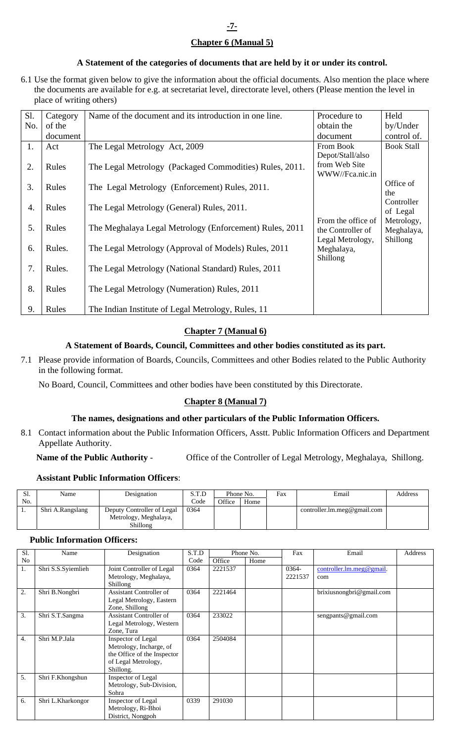## Chapter 6 (Manual 5)

### A Statement of the categories of documents that are held by it or under its control.

6.1 Use the format given below to give the information about the official documents. Also mention the place where the documents are available for e.g. at secretariat level, directorate level, others (Please mention the level in place of writing others)

| Sl. No. | Category of the document | Name of the document and its introduction in one line. | Procedure to obtain the document | Held by/Under control of. |
|---|---|---|---|---|
| 1. | Act | The Legal Metrology Act, 2009 | From Book Depot/Stall/also from Web Site WWW//Fca.nic.in | Book Stall |
| 2. | Rules | The Legal Metrology (Packaged Commodities) Rules, 2011. | | |
| 3. | Rules | The Legal Metrology (Enforcement) Rules, 2011. | | Office of the Controller of Legal Metrology, Meghalaya, Shillong |
| 4. | Rules | The Legal Metrology (General) Rules, 2011. | | |
| 5. | Rules | The Meghalaya Legal Metrology (Enforcement) Rules, 2011 | From the office of the Controller of Legal Metrology, Meghalaya, Shillong | |
| 6. | Rules. | The Legal Metrology (Approval of Models) Rules, 2011 | | |
| 7. | Rules. | The Legal Metrology (National Standard) Rules, 2011 | | |
| 8. | Rules | The Legal Metrology (Numeration) Rules, 2011 | | |
| 9. | Rules | The Indian Institute of Legal Metrology, Rules, 11 | | |

## Chapter 7 (Manual 6)

### A Statement of Boards, Council, Committees and other bodies constituted as its part.

7.1 Please provide information of Boards, Councils, Committees and other Bodies related to the Public Authority in the following format.

No Board, Council, Committees and other bodies have been constituted by this Directorate.

## Chapter 8 (Manual 7)

### The names, designations and other particulars of the Public Information Officers.

8.1 Contact information about the Public Information Officers, Asstt. Public Information Officers and Department Appellate Authority.

**Name of the Public Authority** - Office of the Controller of Legal Metrology, Meghalaya, Shillong.

**Assistant Public Information Officers**:

| Sl. No. | Name | Designation | S.T.D Code | Phone No. Office | Phone No. Home | Fax | Email | Address |
|---|---|---|---|---|---|---|---|---|
| 1. | Shri A.Rangslang | Deputy Controller of Legal Metrology, Meghalaya, Shillong | 0364 | | | | controller.lm.meg@gmail.com | |

**Public Information Officers:**

| Sl. No | Name | Designation | S.T.D Code | Phone No. Office | Phone No. Home | Fax | Email | Address |
|---|---|---|---|---|---|---|---|---|
| 1. | Shri S.S.Syiemlieh | Joint Controller of Legal Metrology, Meghalaya, Shillong | 0364 | 2221537 | | 0364-2221537 | controller.lm.meg@gmail.com | |
| 2. | Shri B.Nongbri | Assistant Controller of Legal Metrology, Eastern Zone, Shillong | 0364 | 2221464 | | | brixiusnongbri@gmail.com | |
| 3. | Shri S.T.Sangma | Assistant Controller of Legal Metrology, Western Zone, Tura | 0364 | 233022 | | | sengpants@gmail.com | |
| 4. | Shri M.P.Jala | Inspector of Legal Metrology, Incharge, of the Office of the Inspector of Legal Metrology, Shillong. | 0364 | 2504084 | | | | |
| 5. | Shri F.Khongshun | Inspector of Legal Metrology, Sub-Division, Sohra | | | | | | |
| 6. | Shri L.Kharkongor | Inspector of Legal Metrology, Ri-Bhoi District, Nongpoh | 0339 | 291030 | | | | |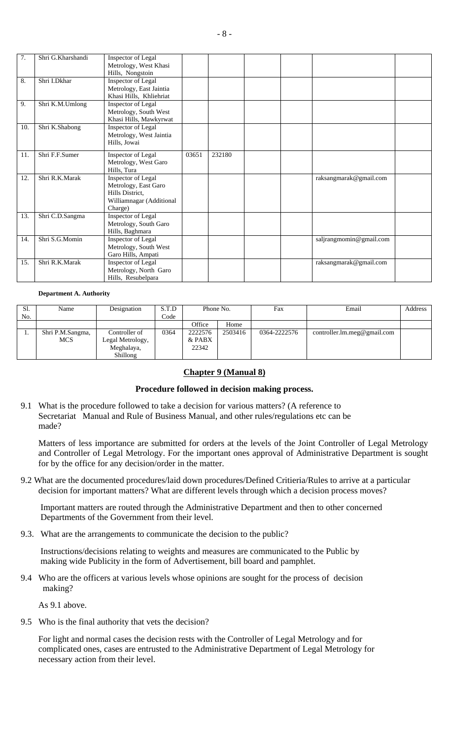| 7. | Shri G.Kharshandi | Inspector of Legal Metrology, West Khasi Hills, Nongstoin | | | | | | |
|---|---|---|---|---|---|---|---|---|
| 8. | Shri I.Dkhar | Inspector of Legal Metrology, East Jaintia Khasi Hills, Khliehriat | | | | | | |
| 9. | Shri K.M.Umlong | Inspector of Legal Metrology, South West Khasi Hills, Mawkyrwat | | | | | | |
| 10. | Shri K.Shabong | Inspector of Legal Metrology, West Jaintia Hills, Jowai | | | | | | |
| 11. | Shri F.F.Sumer | Inspector of Legal Metrology, West Garo Hills, Tura | 03651 | 232180 | | | | |
| 12. | Shri R.K.Marak | Inspector of Legal Metrology, East Garo Hills District, Williamnagar (Additional Charge) | | | | | raksangmarak@gmail.com | |
| 13. | Shri C.D.Sangma | Inspector of Legal Metrology, South Garo Hills, Baghmara | | | | | | |
| 14. | Shri S.G.Momin | Inspector of Legal Metrology, South West Garo Hills, Ampati | | | | | saljrangmomin@gmail.com | |
| 15. | Shri R.K.Marak | Inspector of Legal Metrology, North Garo Hills, Resubelpara | | | | | raksangmarak@gmail.com | |

**Department A. Authority**

| Sl. No. | Name | Designation | S.T.D Code | Phone No. | | Fax | Email | Address |
|---|---|---|---|---|---|---|---|---|
| | | | | Office | Home | | | |
| 1. | Shri P.M.Sangma, MCS | Controller of Legal Metrology, Meghalaya, Shillong | 0364 | 2222576 & PABX 22342 | 2503416 | 0364-2222576 | controller.lm.meg@gmail.com | |

## Chapter 9 (Manual 8)

### Procedure followed in decision making process.

9.1 What is the procedure followed to take a decision for various matters? (A reference to Secretariat Manual and Rule of Business Manual, and other rules/regulations etc can be made?

Matters of less importance are submitted for orders at the levels of the Joint Controller of Legal Metrology and Controller of Legal Metrology. For the important ones approval of Administrative Department is sought for by the office for any decision/order in the matter.

9.2 What are the documented procedures/laid down procedures/Defined Critieria/Rules to arrive at a particular decision for important matters? What are different levels through which a decision process moves?

Important matters are routed through the Administrative Department and then to other concerned Departments of the Government from their level.

9.3. What are the arrangements to communicate the decision to the public?

Instructions/decisions relating to weights and measures are communicated to the Public by making wide Publicity in the form of Advertisement, bill board and pamphlet.

9.4 Who are the officers at various levels whose opinions are sought for the process of decision making?

As 9.1 above.

9.5 Who is the final authority that vets the decision?

For light and normal cases the decision rests with the Controller of Legal Metrology and for complicated ones, cases are entrusted to the Administrative Department of Legal Metrology for necessary action from their level.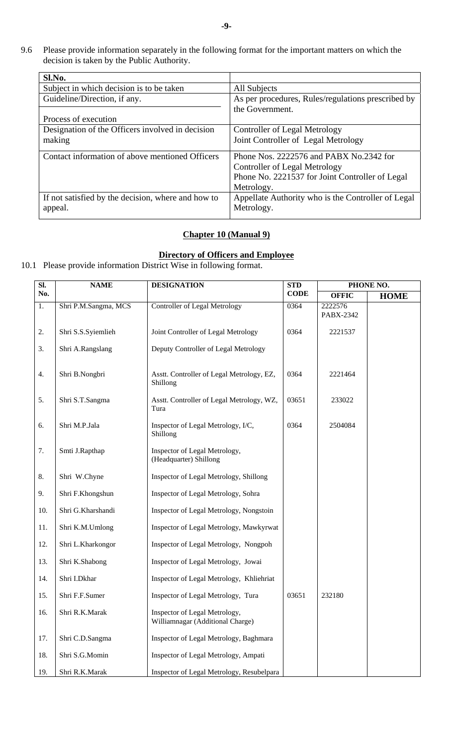9.6 Please provide information separately in the following format for the important matters on which the decision is taken by the Public Authority.

| Sl.No. | |
|---|---|
| Subject in which decision is to be taken | All Subjects |
| Guideline/Direction, if any.<br><br>Process of execution | As per procedures, Rules/regulations prescribed by the Government. |
| Designation of the Officers involved in decision making | Controller of Legal Metrology<br>Joint Controller of Legal Metrology |
| Contact information of above mentioned Officers | Phone Nos. 2222576 and PABX No.2342 for Controller of Legal Metrology<br>Phone No. 2221537 for Joint Controller of Legal Metrology. |
| If not satisfied by the decision, where and how to appeal. | Appellate Authority who is the Controller of Legal Metrology. |

## Chapter 10 (Manual 9)

### Directory of Officers and Employee

10.1 Please provide information District Wise in following format.

| Sl. No. | NAME | DESIGNATION | STD CODE | PHONE NO. | |
|---|---|---|---|---|---|
| | | | | OFFIC | HOME |
| 1. | Shri P.M.Sangma, MCS | Controller of Legal Metrology | 0364 | 2222576<br>PABX-2342 | |
| 2. | Shri S.S.Syiemlieh | Joint Controller of Legal Metrology | 0364 | 2221537 | |
| 3. | Shri A.Rangslang | Deputy Controller of Legal Metrology | | | |
| 4. | Shri B.Nongbri | Asstt. Controller of Legal Metrology, EZ, Shillong | 0364 | 2221464 | |
| 5. | Shri S.T.Sangma | Asstt. Controller of Legal Metrology, WZ, Tura | 03651 | 233022 | |
| 6. | Shri M.P.Jala | Inspector of Legal Metrology, I/C, Shillong | 0364 | 2504084 | |
| 7. | Smti J.Rapthap | Inspector of Legal Metrology, (Headquarter) Shillong | | | |
| 8. | Shri W.Chyne | Inspector of Legal Metrology, Shillong | | | |
| 9. | Shri F.Khongshun | Inspector of Legal Metrology, Sohra | | | |
| 10. | Shri G.Kharshandi | Inspector of Legal Metrology, Nongstoin | | | |
| 11. | Shri K.M.Umlong | Inspector of Legal Metrology, Mawkyrwat | | | |
| 12. | Shri L.Kharkongor | Inspector of Legal Metrology, Nongpoh | | | |
| 13. | Shri K.Shabong | Inspector of Legal Metrology, Jowai | | | |
| 14. | Shri I.Dkhar | Inspector of Legal Metrology, Khliehriat | | | |
| 15. | Shri F.F.Sumer | Inspector of Legal Metrology, Tura | 03651 | 232180 | |
| 16. | Shri R.K.Marak | Inspector of Legal Metrology, Williamnagar (Additional Charge) | | | |
| 17. | Shri C.D.Sangma | Inspector of Legal Metrology, Baghmara | | | |
| 18. | Shri S.G.Momin | Inspector of Legal Metrology, Ampati | | | |
| 19. | Shri R.K.Marak | Inspector of Legal Metrology, Resubelpara | | | |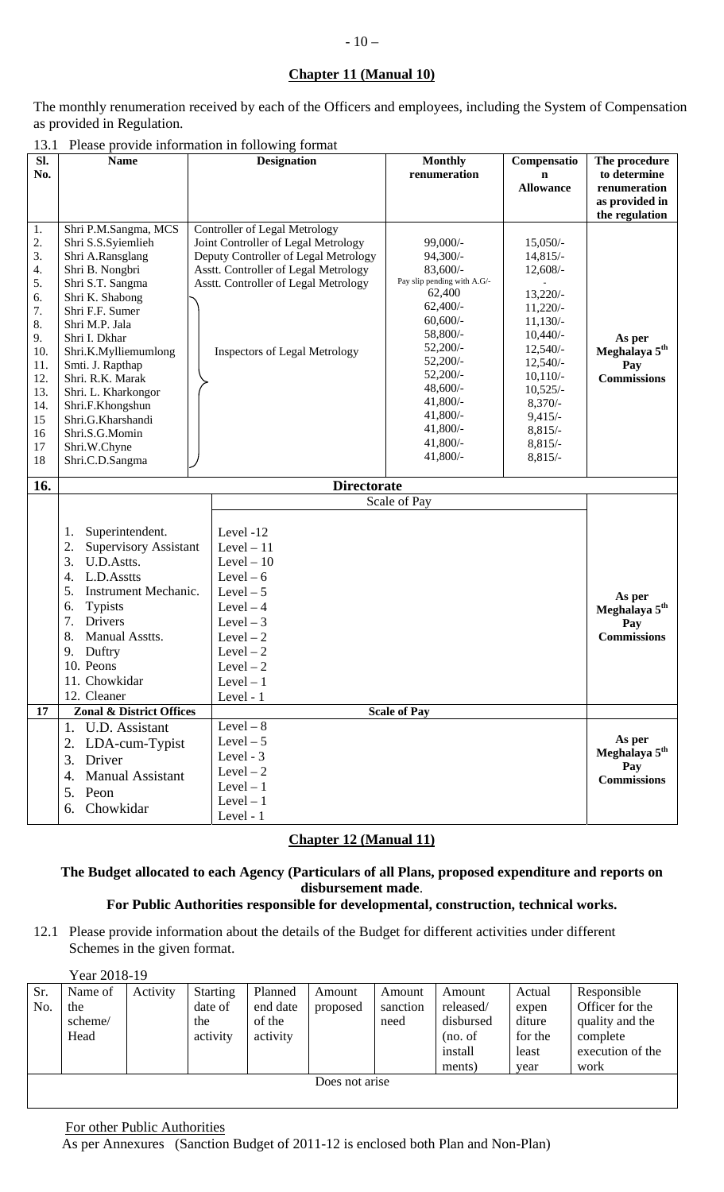## Chapter 11 (Manual 10)

The monthly renumeration received by each of the Officers and employees, including the System of Compensation as provided in Regulation.

13.1 Please provide information in following format

| Sl. No. | Name | Designation | Monthly renumeration | Compensation Allowance | The procedure to determine renumeration as provided in the regulation |
|---|---|---|---|---|---|
| 1. | Shri P.M.Sangma, MCS | Controller of Legal Metrology | | | |
| 2. | Shri S.S.Syiemlieh | Joint Controller of Legal Metrology | 99,000/- | 15,050/- | |
| 3. | Shri A.Ransglang | Deputy Controller of Legal Metrology | 94,300/- | 14,815/- | |
| 4. | Shri B. Nongbri | Asstt. Controller of Legal Metrology | 83,600/- | 12,608/- | |
| 5. | Shri S.T. Sangma | Asstt. Controller of Legal Metrology | Pay slip pending with A.G/- | - | |
| 6. | Shri K. Shabong | Inspectors of Legal Metrology | 62,400 | 13,220/- | |
| 7. | Shri F.F. Sumer | | 62,400/- | 11,220/- | |
| 8. | Shri M.P. Jala | | 60,600/- | 11,130/- | |
| 9. | Shri I. Dkhar | | 58,800/- | 10,440/- | As per Meghalaya 5th Pay Commissions |
| 10. | Shri.K.Mylliemumlong | | 52,200/- | 12,540/- | |
| 11. | Smti. J. Rapthap | | 52,200/- | 12,540/- | |
| 12. | Shri. R.K. Marak | | 52,200/- | 10,110/- | |
| 13. | Shri. L. Kharkongor | | 48,600/- | 10,525/- | |
| 14. | Shri.F.Khongshun | | 41,800/- | 8,370/- | |
| 15 | Shri.G.Kharshandi | | 41,800/- | 9,415/- | |
| 16 | Shri.S.G.Momin | | 41,800/- | 8,815/- | |
| 17 | Shri.W.Chyne | | 41,800/- | 8,815/- | |
| 18 | Shri.C.D.Sangma | | 41,800/- | 8,815/- | |
| **16.** | **Directorate** | | | | |
| | | Scale of Pay | | | |
| | 1. Superintendent. | Level -12 | | | As per Meghalaya 5th Pay Commissions |
| | 2. Supervisory Assistant | Level – 11 | | | |
| | 3. U.D.Astts. | Level – 10 | | | |
| | 4. L.D.Asstts | Level – 6 | | | |
| | 5. Instrument Mechanic. | Level – 5 | | | |
| | 6. Typists | Level – 4 | | | |
| | 7. Drivers | Level – 3 | | | |
| | 8. Manual Asstts. | Level – 2 | | | |
| | 9. Duftry | Level – 2 | | | |
| | 10. Peons | Level – 2 | | | |
| | 11. Chowkidar | Level – 1 | | | |
| | 12. Cleaner | Level - 1 | | | |
| **17** | **Zonal & District Offices** | **Scale of Pay** | | | |
| | 1. U.D. Assistant | Level – 8 | | | As per Meghalaya 5th Pay Commissions |
| | 2. LDA-cum-Typist | Level – 5 | | | |
| | 3. Driver | Level - 3 | | | |
| | 4. Manual Assistant | Level – 2 | | | |
| | 5. Peon | Level – 1 | | | |
| | 6. Chowkidar | Level – 1 | | | |
| | | Level - 1 | | | |

## Chapter 12 (Manual 11)

**The Budget allocated to each Agency (Particulars of all Plans, proposed expenditure and reports on disbursement made.**

**For Public Authorities responsible for developmental, construction, technical works.**

12.1 Please provide information about the details of the Budget for different activities under different Schemes in the given format.

Year 2018-19

| Sr. No. | Name of the scheme/ Head | Activity | Starting date of the activity | Planned end date of the activity | Amount proposed | Amount sanction need | Amount released/ disbursed (no. of install ments) | Actual expen diture for the least year | Responsible Officer for the quality and the complete execution of the work |
|---|---|---|---|---|---|---|---|---|---|
| | | | | | Does not arise | | | | |

For other Public Authorities

As per Annexures (Sanction Budget of 2011-12 is enclosed both Plan and Non-Plan)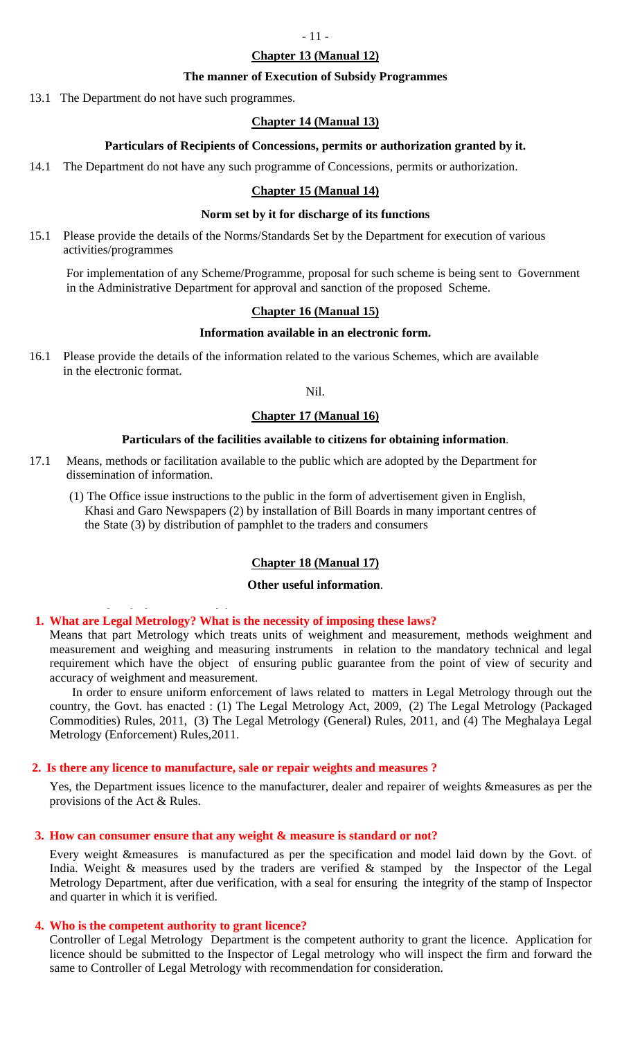## Chapter 13 (Manual 12)

### The manner of Execution of Subsidy Programmes

13.1 The Department do not have such programmes.

## Chapter 14 (Manual 13)

### Particulars of Recipients of Concessions, permits or authorization granted by it.

14.1 The Department do not have any such programme of Concessions, permits or authorization.

## Chapter 15 (Manual 14)

### Norm set by it for discharge of its functions

15.1 Please provide the details of the Norms/Standards Set by the Department for execution of various activities/programmes

For implementation of any Scheme/Programme, proposal for such scheme is being sent to Government in the Administrative Department for approval and sanction of the proposed Scheme.

## Chapter 16 (Manual 15)

### Information available in an electronic form.

16.1 Please provide the details of the information related to the various Schemes, which are available in the electronic format.

Nil.

## Chapter 17 (Manual 16)

### Particulars of the facilities available to citizens for obtaining information.

17.1 Means, methods or facilitation available to the public which are adopted by the Department for dissemination of information.

(1) The Office issue instructions to the public in the form of advertisement given in English, Khasi and Garo Newspapers (2) by installation of Bill Boards in many important centres of the State (3) by distribution of pamphlet to the traders and consumers

## Chapter 18 (Manual 17)

### Other useful information.

**1. What are Legal Metrology? What is the necessity of imposing these laws?**

Means that part Metrology which treats units of weighment and measurement, methods weighment and measurement and weighing and measuring instruments in relation to the mandatory technical and legal requirement which have the object of ensuring public guarantee from the point of view of security and accuracy of weighment and measurement.

In order to ensure uniform enforcement of laws related to matters in Legal Metrology through out the country, the Govt. has enacted : (1) The Legal Metrology Act, 2009, (2) The Legal Metrology (Packaged Commodities) Rules, 2011, (3) The Legal Metrology (General) Rules, 2011, and (4) The Meghalaya Legal Metrology (Enforcement) Rules,2011.

**2. Is there any licence to manufacture, sale or repair weights and measures ?**

Yes, the Department issues licence to the manufacturer, dealer and repairer of weights &measures as per the provisions of the Act & Rules.

**3. How can consumer ensure that any weight & measure is standard or not?**

Every weight &measures is manufactured as per the specification and model laid down by the Govt. of India. Weight & measures used by the traders are verified & stamped by the Inspector of the Legal Metrology Department, after due verification, with a seal for ensuring the integrity of the stamp of Inspector and quarter in which it is verified.

**4. Who is the competent authority to grant licence?**

Controller of Legal Metrology Department is the competent authority to grant the licence. Application for licence should be submitted to the Inspector of Legal metrology who will inspect the firm and forward the same to Controller of Legal Metrology with recommendation for consideration.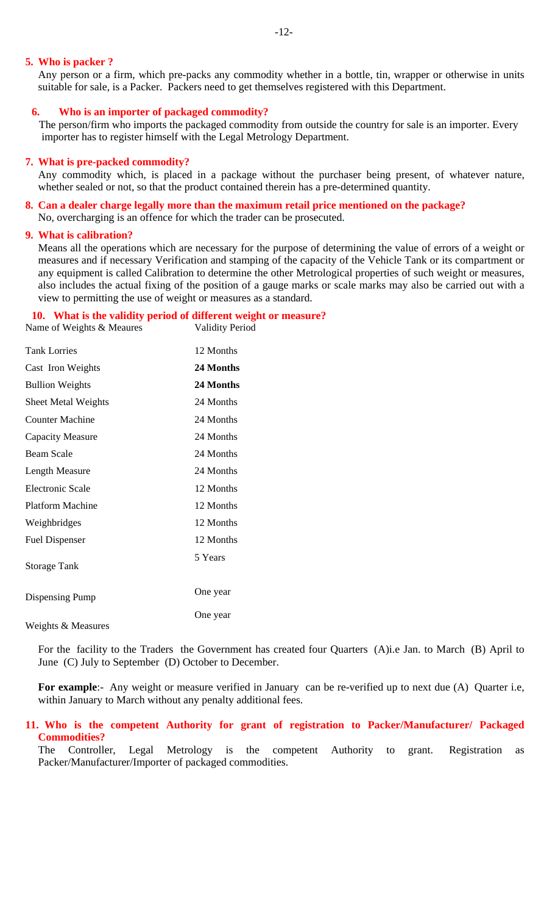### 5. Who is packer ?

Any person or a firm, which pre-packs any commodity whether in a bottle, tin, wrapper or otherwise in units suitable for sale, is a Packer. Packers need to get themselves registered with this Department.

### 6. Who is an importer of packaged commodity?

The person/firm who imports the packaged commodity from outside the country for sale is an importer. Every importer has to register himself with the Legal Metrology Department.

### 7. What is pre-packed commodity?

Any commodity which, is placed in a package without the purchaser being present, of whatever nature, whether sealed or not, so that the product contained therein has a pre-determined quantity.

### 8. Can a dealer charge legally more than the maximum retail price mentioned on the package?

No, overcharging is an offence for which the trader can be prosecuted.

### 9. What is calibration?

Means all the operations which are necessary for the purpose of determining the value of errors of a weight or measures and if necessary Verification and stamping of the capacity of the Vehicle Tank or its compartment or any equipment is called Calibration to determine the other Metrological properties of such weight or measures, also includes the actual fixing of the position of a gauge marks or scale marks may also be carried out with a view to permitting the use of weight or measures as a standard.

### 10. What is the validity period of different weight or measure?

| Name of Weights & Meaures | Validity Period |
|---|---|
| Tank Lorries | 12 Months |
| Cast Iron Weights | **24 Months** |
| Bullion Weights | **24 Months** |
| Sheet Metal Weights | 24 Months |
| Counter Machine | 24 Months |
| Capacity Measure | 24 Months |
| Beam Scale | 24 Months |
| Length Measure | 24 Months |
| Electronic Scale | 12 Months |
| Platform Machine | 12 Months |
| Weighbridges | 12 Months |
| Fuel Dispenser | 12 Months |
| Storage Tank | 5 Years |
| Dispensing Pump | One year |
| Weights & Measures | One year |

For the facility to the Traders the Government has created four Quarters (A)i.e Jan. to March (B) April to June (C) July to September (D) October to December.

**For example**:- Any weight or measure verified in January can be re-verified up to next due (A) Quarter i.e, within January to March without any penalty additional fees.

### 11. Who is the competent Authority for grant of registration to Packer/Manufacturer/ Packaged Commodities?

The Controller, Legal Metrology is the competent Authority to grant. Registration as Packer/Manufacturer/Importer of packaged commodities.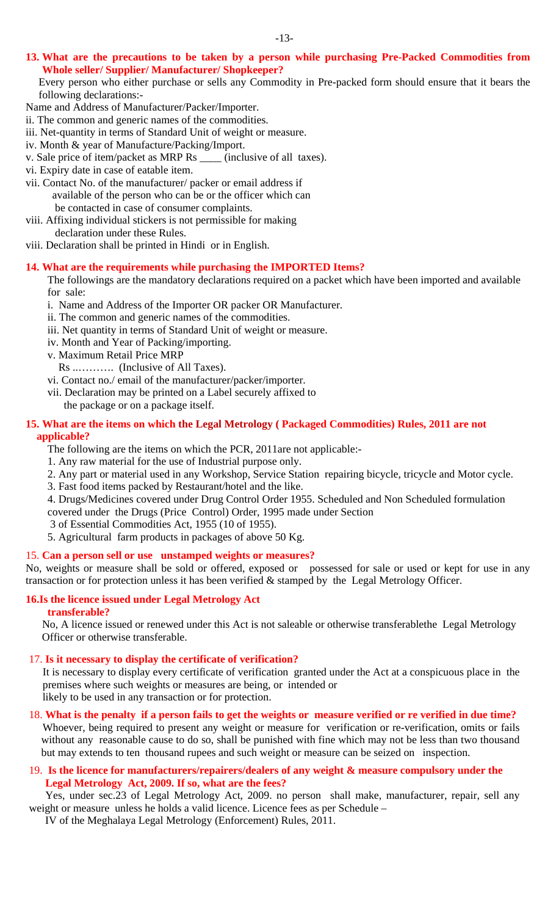**13. What are the precautions to be taken by a person while purchasing Pre-Packed Commodities from Whole seller/ Supplier/ Manufacturer/ Shopkeeper?**

Every person who either purchase or sells any Commodity in Pre-packed form should ensure that it bears the following declarations:-

Name and Address of Manufacturer/Packer/Importer.

ii. The common and generic names of the commodities.

iii. Net-quantity in terms of Standard Unit of weight or measure.

iv. Month & year of Manufacture/Packing/Import.

v. Sale price of item/packet as MRP Rs ____ (inclusive of all taxes).

vi. Expiry date in case of eatable item.

vii. Contact No. of the manufacturer/ packer or email address if available of the person who can be or the officer which can be contacted in case of consumer complaints.

viii. Affixing individual stickers is not permissible for making declaration under these Rules.

viii. Declaration shall be printed in Hindi or in English.

**14. What are the requirements while purchasing the IMPORTED Items?**

The followings are the mandatory declarations required on a packet which have been imported and available for sale:

i. Name and Address of the Importer OR packer OR Manufacturer.

ii. The common and generic names of the commodities.

iii. Net quantity in terms of Standard Unit of weight or measure.

iv. Month and Year of Packing/importing.

v. Maximum Retail Price MRP
Rs ..………. (Inclusive of All Taxes).

vi. Contact no./ email of the manufacturer/packer/importer.

vii. Declaration may be printed on a Label securely affixed to the package or on a package itself.

**15. What are the items on which the Legal Metrology ( Packaged Commodities) Rules, 2011 are not applicable?**

The following are the items on which the PCR, 2011are not applicable:-

1. Any raw material for the use of Industrial purpose only.
2. Any part or material used in any Workshop, Service Station repairing bicycle, tricycle and Motor cycle.
3. Fast food items packed by Restaurant/hotel and the like.
4. Drugs/Medicines covered under Drug Control Order 1955. Scheduled and Non Scheduled formulation covered under the Drugs (Price Control) Order, 1995 made under Section 3 of Essential Commodities Act, 1955 (10 of 1955).
5. Agricultural farm products in packages of above 50 Kg.

15. **Can a person sell or use unstamped weights or measures?**

No, weights or measure shall be sold or offered, exposed or possessed for sale or used or kept for use in any transaction or for protection unless it has been verified & stamped by the Legal Metrology Officer.

**16.Is the licence issued under Legal Metrology Act transferable?**

No, A licence issued or renewed under this Act is not saleable or otherwise transferablethe Legal Metrology Officer or otherwise transferable.

17. **Is it necessary to display the certificate of verification?**

It is necessary to display every certificate of verification granted under the Act at a conspicuous place in the premises where such weights or measures are being, or intended or likely to be used in any transaction or for protection.

18. **What is the penalty if a person fails to get the weights or measure verified or re verified in due time?**

Whoever, being required to present any weight or measure for verification or re-verification, omits or fails without any reasonable cause to do so, shall be punished with fine which may not be less than two thousand but may extends to ten thousand rupees and such weight or measure can be seized on inspection.

19. **Is the licence for manufacturers/repairers/dealers of any weight & measure compulsory under the Legal Metrology Act, 2009. If so, what are the fees?**

Yes, under sec.23 of Legal Metrology Act, 2009. no person shall make, manufacturer, repair, sell any weight or measure unless he holds a valid licence. Licence fees as per Schedule – IV of the Meghalaya Legal Metrology (Enforcement) Rules, 2011.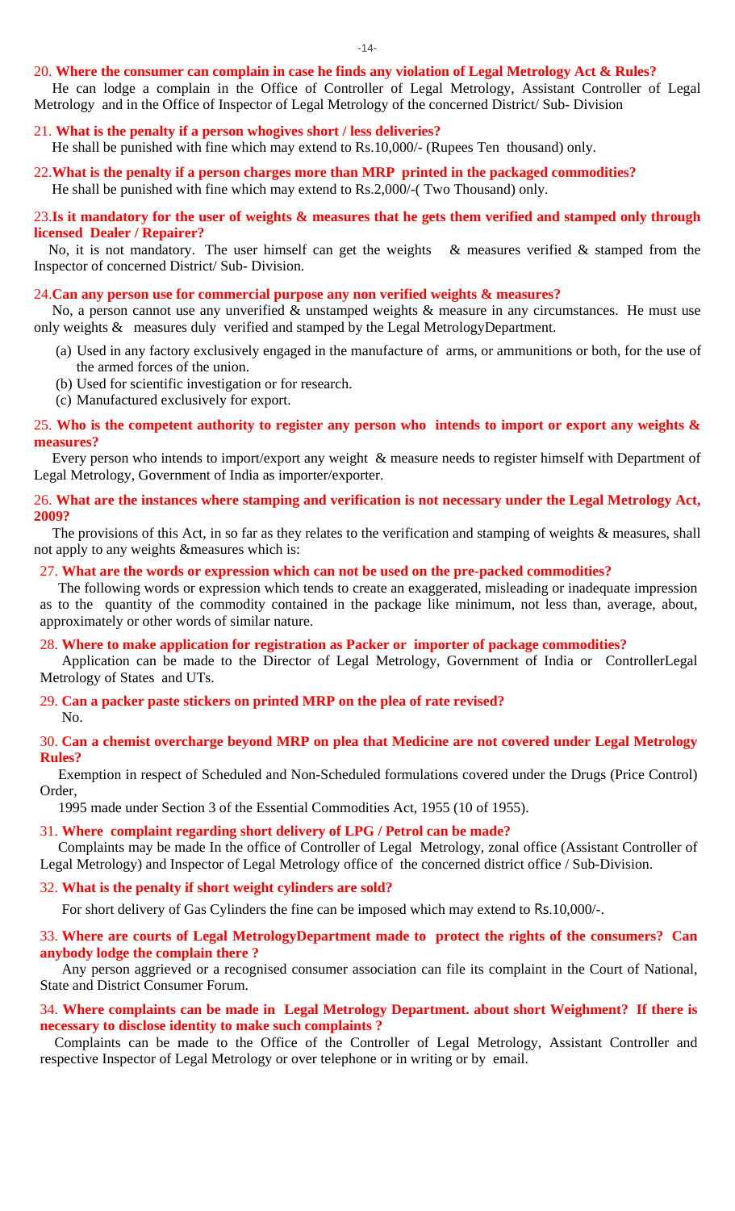20. **Where the consumer can complain in case he finds any violation of Legal Metrology Act & Rules?**

He can lodge a complain in the Office of Controller of Legal Metrology, Assistant Controller of Legal Metrology and in the Office of Inspector of Legal Metrology of the concerned District/ Sub- Division

21. **What is the penalty if a person whogives short / less deliveries?**

He shall be punished with fine which may extend to Rs.10,000/- (Rupees Ten thousand) only.

22.**What is the penalty if a person charges more than MRP printed in the packaged commodities?**

He shall be punished with fine which may extend to Rs.2,000/-( Two Thousand) only.

23.**Is it mandatory for the user of weights & measures that he gets them verified and stamped only through licensed Dealer / Repairer?**

No, it is not mandatory. The user himself can get the weights & measures verified & stamped from the Inspector of concerned District/ Sub- Division.

24.**Can any person use for commercial purpose any non verified weights & measures?**

No, a person cannot use any unverified & unstamped weights & measure in any circumstances. He must use only weights & measures duly verified and stamped by the Legal MetrologyDepartment.

(a) Used in any factory exclusively engaged in the manufacture of arms, or ammunitions or both, for the use of the armed forces of the union.
(b) Used for scientific investigation or for research.
(c) Manufactured exclusively for export.

25. **Who is the competent authority to register any person who intends to import or export any weights & measures?**

Every person who intends to import/export any weight & measure needs to register himself with Department of Legal Metrology, Government of India as importer/exporter.

26. **What are the instances where stamping and verification is not necessary under the Legal Metrology Act, 2009?**

The provisions of this Act, in so far as they relates to the verification and stamping of weights & measures, shall not apply to any weights &measures which is:

27. **What are the words or expression which can not be used on the pre-packed commodities?**

The following words or expression which tends to create an exaggerated, misleading or inadequate impression as to the quantity of the commodity contained in the package like minimum, not less than, average, about, approximately or other words of similar nature.

28. **Where to make application for registration as Packer or importer of package commodities?**

Application can be made to the Director of Legal Metrology, Government of India or ControllerLegal Metrology of States and UTs.

29. **Can a packer paste stickers on printed MRP on the plea of rate revised?**

No.

30. **Can a chemist overcharge beyond MRP on plea that Medicine are not covered under Legal Metrology Rules?**

Exemption in respect of Scheduled and Non-Scheduled formulations covered under the Drugs (Price Control) Order,

1995 made under Section 3 of the Essential Commodities Act, 1955 (10 of 1955).

31. **Where complaint regarding short delivery of LPG / Petrol can be made?**

Complaints may be made In the office of Controller of Legal Metrology, zonal office (Assistant Controller of Legal Metrology) and Inspector of Legal Metrology office of the concerned district office / Sub-Division.

32. **What is the penalty if short weight cylinders are sold?**

For short delivery of Gas Cylinders the fine can be imposed which may extend to Rs.10,000/-.

33. **Where are courts of Legal MetrologyDepartment made to protect the rights of the consumers? Can anybody lodge the complain there ?**

Any person aggrieved or a recognised consumer association can file its complaint in the Court of National, State and District Consumer Forum.

34. **Where complaints can be made in Legal Metrology Department. about short Weighment? If there is necessary to disclose identity to make such complaints ?**

Complaints can be made to the Office of the Controller of Legal Metrology, Assistant Controller and respective Inspector of Legal Metrology or over telephone or in writing or by email.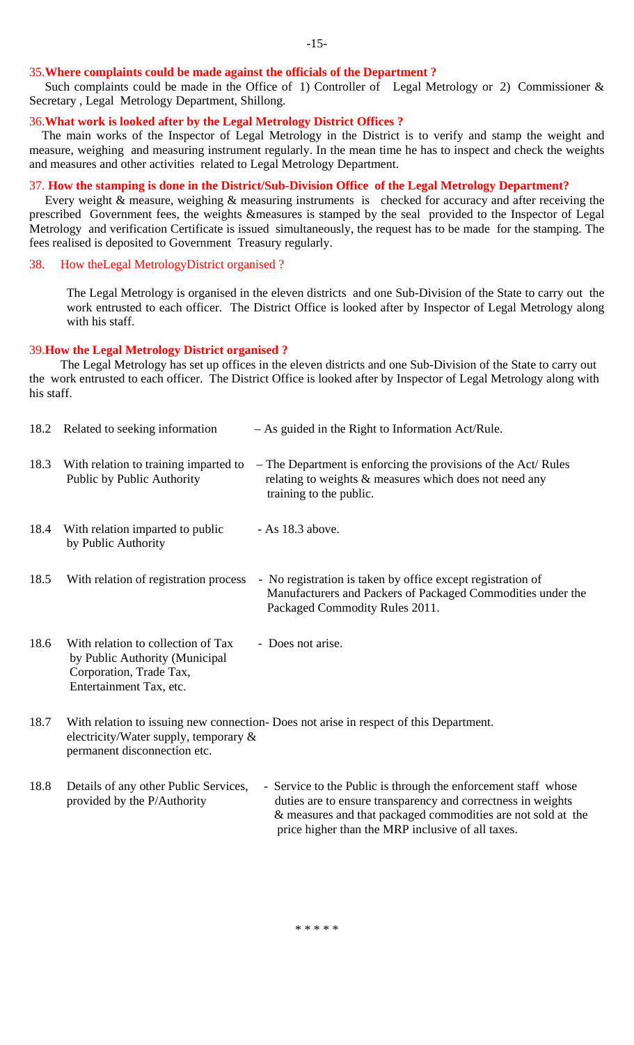**35. Where complaints could be made against the officials of the Department ?**

Such complaints could be made in the Office of 1) Controller of Legal Metrology or 2) Commissioner & Secretary , Legal Metrology Department, Shillong.

**36. What work is looked after by the Legal Metrology District Offices ?**

The main works of the Inspector of Legal Metrology in the District is to verify and stamp the weight and measure, weighing and measuring instrument regularly. In the mean time he has to inspect and check the weights and measures and other activities related to Legal Metrology Department.

**37. How the stamping is done in the District/Sub-Division Office of the Legal Metrology Department?**

Every weight & measure, weighing & measuring instruments is checked for accuracy and after receiving the prescribed Government fees, the weights &measures is stamped by the seal provided to the Inspector of Legal Metrology and verification Certificate is issued simultaneously, the request has to be made for the stamping. The fees realised is deposited to Government Treasury regularly.

38. How theLegal MetrologyDistrict organised ?

The Legal Metrology is organised in the eleven districts and one Sub-Division of the State to carry out the work entrusted to each officer. The District Office is looked after by Inspector of Legal Metrology along with his staff.

**39. How the Legal Metrology District organised ?**

The Legal Metrology has set up offices in the eleven districts and one Sub-Division of the State to carry out the work entrusted to each officer. The District Office is looked after by Inspector of Legal Metrology along with his staff.

| | | |
|---|---|---|
| 18.2 | Related to seeking information | – As guided in the Right to Information Act/Rule. |
| 18.3 | With relation to training imparted to Public by Public Authority | – The Department is enforcing the provisions of the Act/ Rules relating to weights & measures which does not need any training to the public. |
| 18.4 | With relation imparted to public by Public Authority | - As 18.3 above. |
| 18.5 | With relation of registration process | - No registration is taken by office except registration of Manufacturers and Packers of Packaged Commodities under the Packaged Commodity Rules 2011. |
| 18.6 | With relation to collection of Tax by Public Authority (Municipal Corporation, Trade Tax, Entertainment Tax, etc. | - Does not arise. |
| 18.7 | With relation to issuing new connection- electricity/Water supply, temporary & permanent disconnection etc. | Does not arise in respect of this Department. |
| 18.8 | Details of any other Public Services, provided by the P/Authority | - Service to the Public is through the enforcement staff whose duties are to ensure transparency and correctness in weights & measures and that packaged commodities are not sold at the price higher than the MRP inclusive of all taxes. |

* * * * *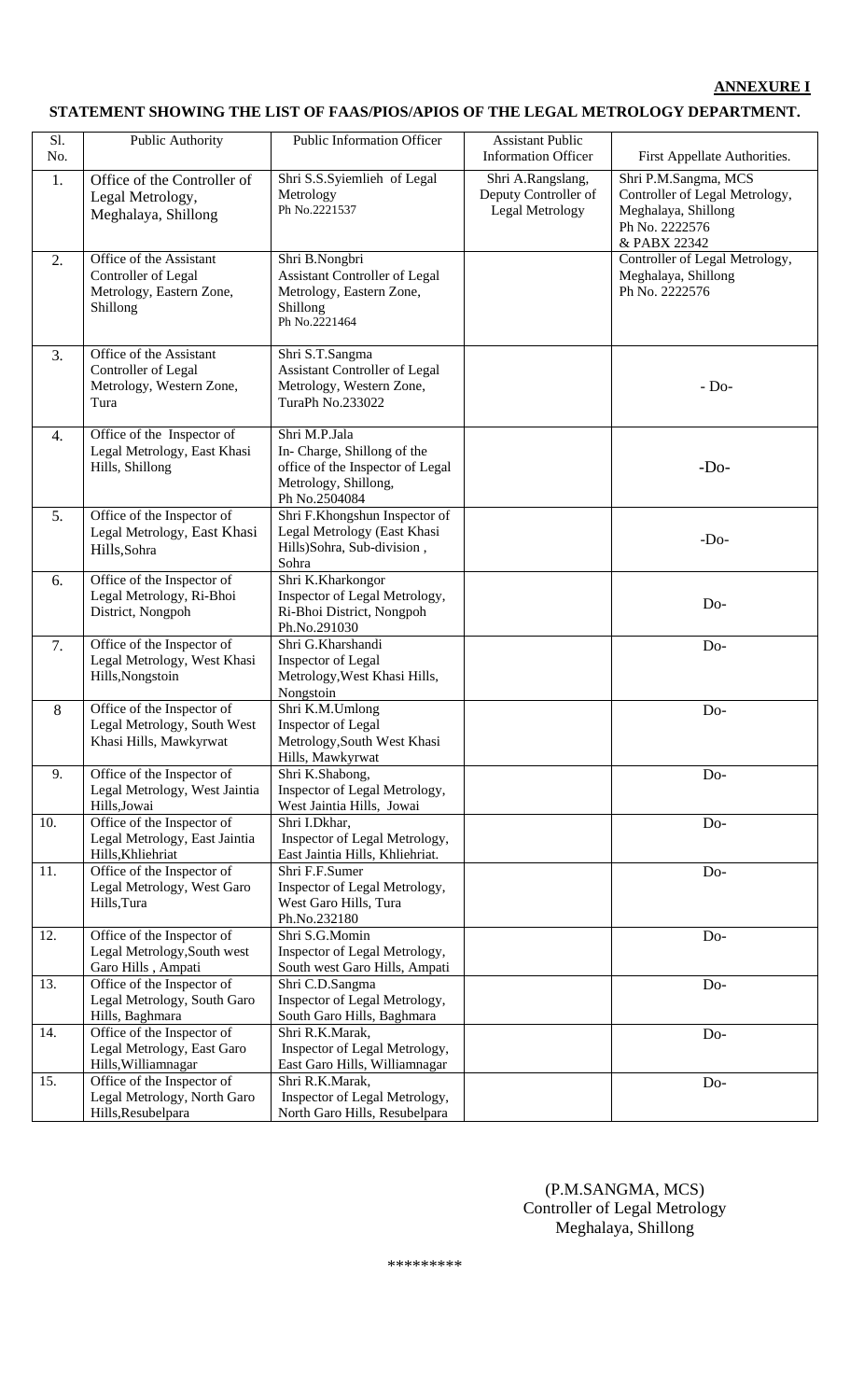**ANNEXURE I**

**STATEMENT SHOWING THE LIST OF FAAS/PIOS/APIOS OF THE LEGAL METROLOGY DEPARTMENT.**

| Sl. No. | Public Authority | Public Information Officer | Assistant Public Information Officer | First Appellate Authorities. |
|---|---|---|---|---|
| 1. | Office of the Controller of Legal Metrology, Meghalaya, Shillong | Shri S.S.Syiemlieh of Legal Metrology Ph No.2221537 | Shri A.Rangslang, Deputy Controller of Legal Metrology | Shri P.M.Sangma, MCS Controller of Legal Metrology, Meghalaya, Shillong Ph No. 2222576 & PABX 22342 |
| 2. | Office of the Assistant Controller of Legal Metrology, Eastern Zone, Shillong | Shri B.Nongbri Assistant Controller of Legal Metrology, Eastern Zone, Shillong Ph No.2221464 | | Controller of Legal Metrology, Meghalaya, Shillong Ph No. 2222576 |
| 3. | Office of the Assistant Controller of Legal Metrology, Western Zone, Tura | Shri S.T.Sangma Assistant Controller of Legal Metrology, Western Zone, TuraPh No.233022 | | - Do- |
| 4. | Office of the Inspector of Legal Metrology, East Khasi Hills, Shillong | Shri M.P.Jala In- Charge, Shillong of the office of the Inspector of Legal Metrology, Shillong, Ph No.2504084 | | -Do- |
| 5. | Office of the Inspector of Legal Metrology, East Khasi Hills,Sohra | Shri F.Khongshun Inspector of Legal Metrology (East Khasi Hills)Sohra, Sub-division , Sohra | | -Do- |
| 6. | Office of the Inspector of Legal Metrology, Ri-Bhoi District, Nongpoh | Shri K.Kharkongor Inspector of Legal Metrology, Ri-Bhoi District, Nongpoh Ph.No.291030 | | Do- |
| 7. | Office of the Inspector of Legal Metrology, West Khasi Hills,Nongstoin | Shri G.Kharshandi Inspector of Legal Metrology,West Khasi Hills, Nongstoin | | Do- |
| 8 | Office of the Inspector of Legal Metrology, South West Khasi Hills, Mawkyrwat | Shri K.M.Umlong Inspector of Legal Metrology,South West Khasi Hills, Mawkyrwat | | Do- |
| 9. | Office of the Inspector of Legal Metrology, West Jaintia Hills,Jowai | Shri K.Shabong, Inspector of Legal Metrology, West Jaintia Hills, Jowai | | Do- |
| 10. | Office of the Inspector of Legal Metrology, East Jaintia Hills,Khliehriat | Shri I.Dkhar, Inspector of Legal Metrology, East Jaintia Hills, Khliehriat. | | Do- |
| 11. | Office of the Inspector of Legal Metrology, West Garo Hills,Tura | Shri F.F.Sumer Inspector of Legal Metrology, West Garo Hills, Tura Ph.No.232180 | | Do- |
| 12. | Office of the Inspector of Legal Metrology,South west Garo Hills , Ampati | Shri S.G.Momin Inspector of Legal Metrology, South west Garo Hills, Ampati | | Do- |
| 13. | Office of the Inspector of Legal Metrology, South Garo Hills, Baghmara | Shri C.D.Sangma Inspector of Legal Metrology, South Garo Hills, Baghmara | | Do- |
| 14. | Office of the Inspector of Legal Metrology, East Garo Hills,Williamnagar | Shri R.K.Marak, Inspector of Legal Metrology, East Garo Hills, Williamnagar | | Do- |
| 15. | Office of the Inspector of Legal Metrology, North Garo Hills,Resubelpara | Shri R.K.Marak, Inspector of Legal Metrology, North Garo Hills, Resubelpara | | Do- |

(P.M.SANGMA, MCS)
Controller of Legal Metrology
Meghalaya, Shillong

*********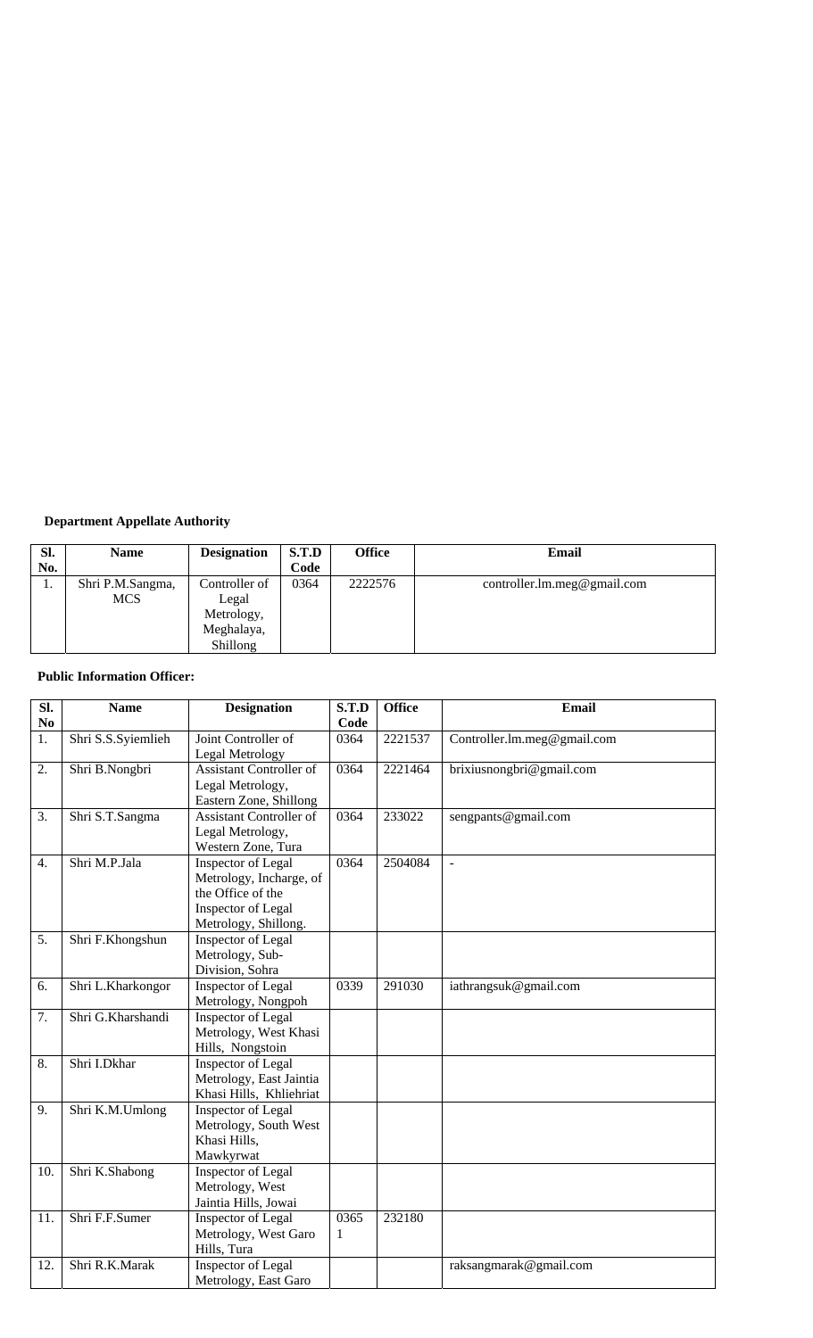**Department Appellate Authority**

| Sl. No. | Name | Designation | S.T.D Code | Office | Email |
|---|---|---|---|---|---|
| 1. | Shri P.M.Sangma, MCS | Controller of Legal Metrology, Meghalaya, Shillong | 0364 | 2222576 | controller.lm.meg@gmail.com |

**Public Information Officer:**

| Sl. No | Name | Designation | S.T.D Code | Office | Email |
|---|---|---|---|---|---|
| 1. | Shri S.S.Syiemlieh | Joint Controller of Legal Metrology | 0364 | 2221537 | Controller.lm.meg@gmail.com |
| 2. | Shri B.Nongbri | Assistant Controller of Legal Metrology, Eastern Zone, Shillong | 0364 | 2221464 | brixiusnongbri@gmail.com |
| 3. | Shri S.T.Sangma | Assistant Controller of Legal Metrology, Western Zone, Tura | 0364 | 233022 | sengpants@gmail.com |
| 4. | Shri M.P.Jala | Inspector of Legal Metrology, Incharge, of the Office of the Inspector of Legal Metrology, Shillong. | 0364 | 2504084 | - |
| 5. | Shri F.Khongshun | Inspector of Legal Metrology, Sub-Division, Sohra | | | |
| 6. | Shri L.Kharkongor | Inspector of Legal Metrology, Nongpoh | 0339 | 291030 | iathrangsuk@gmail.com |
| 7. | Shri G.Kharshandi | Inspector of Legal Metrology, West Khasi Hills, Nongstoin | | | |
| 8. | Shri I.Dkhar | Inspector of Legal Metrology, East Jaintia Khasi Hills, Khliehriat | | | |
| 9. | Shri K.M.Umlong | Inspector of Legal Metrology, South West Khasi Hills, Mawkyrwat | | | |
| 10. | Shri K.Shabong | Inspector of Legal Metrology, West Jaintia Hills, Jowai | | | |
| 11. | Shri F.F.Sumer | Inspector of Legal Metrology, West Garo Hills, Tura | 03651 | 232180 | |
| 12. | Shri R.K.Marak | Inspector of Legal Metrology, East Garo | | | raksangmarak@gmail.com |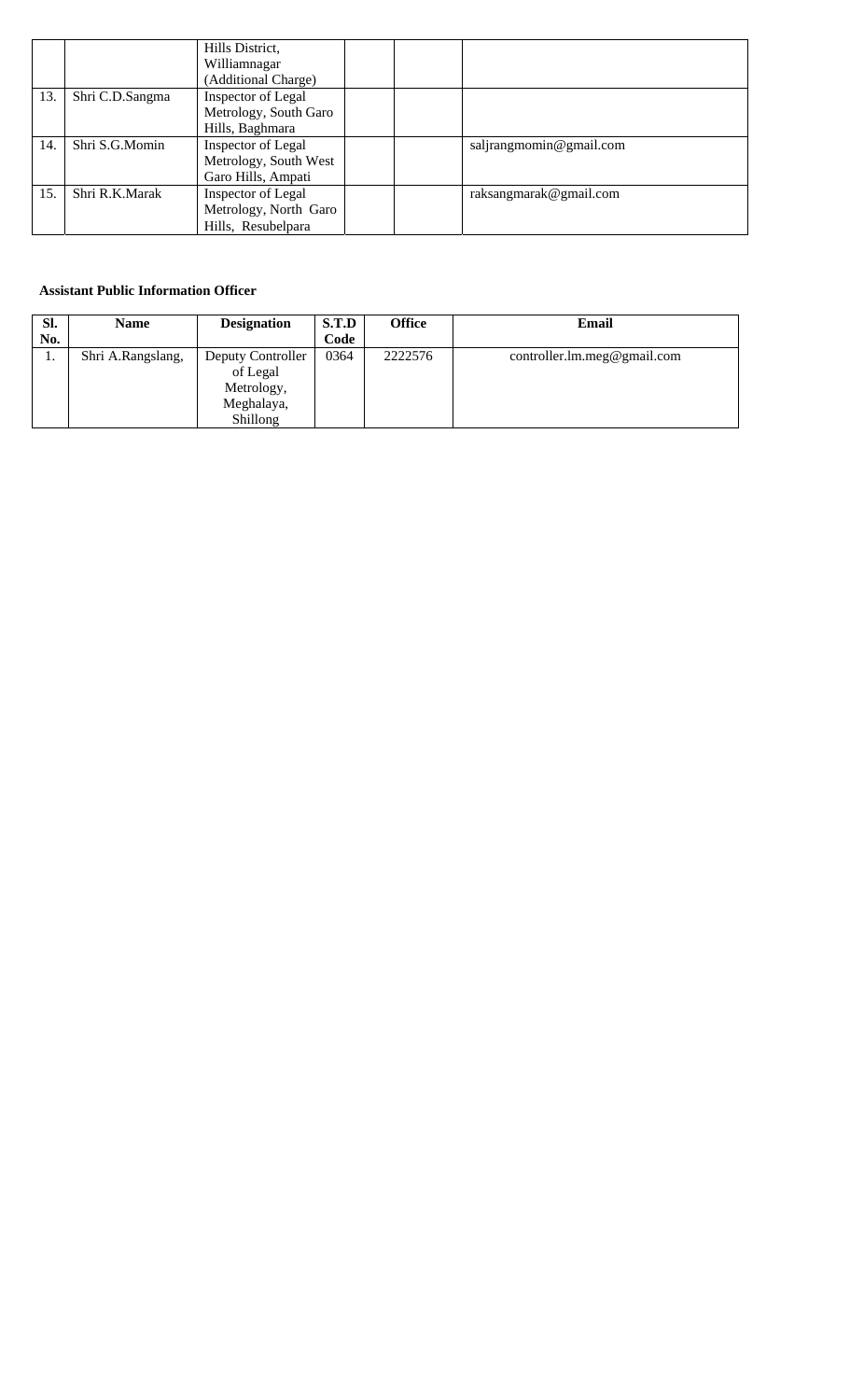| | | | | | |
|---|---|---|---|---|---|
| | | Hills District, Williamnagar (Additional Charge) | | | |
| 13. | Shri C.D.Sangma | Inspector of Legal Metrology, South Garo Hills, Baghmara | | | |
| 14. | Shri S.G.Momin | Inspector of Legal Metrology, South West Garo Hills, Ampati | | | saljrangmomin@gmail.com |
| 15. | Shri R.K.Marak | Inspector of Legal Metrology, North Garo Hills, Resubelpara | | | raksangmarak@gmail.com |

**Assistant Public Information Officer**

| Sl. No. | Name | Designation | S.T.D Code | Office | Email |
|---|---|---|---|---|---|
| 1. | Shri A.Rangslang, | Deputy Controller of Legal Metrology, Meghalaya, Shillong | 0364 | 2222576 | controller.lm.meg@gmail.com |